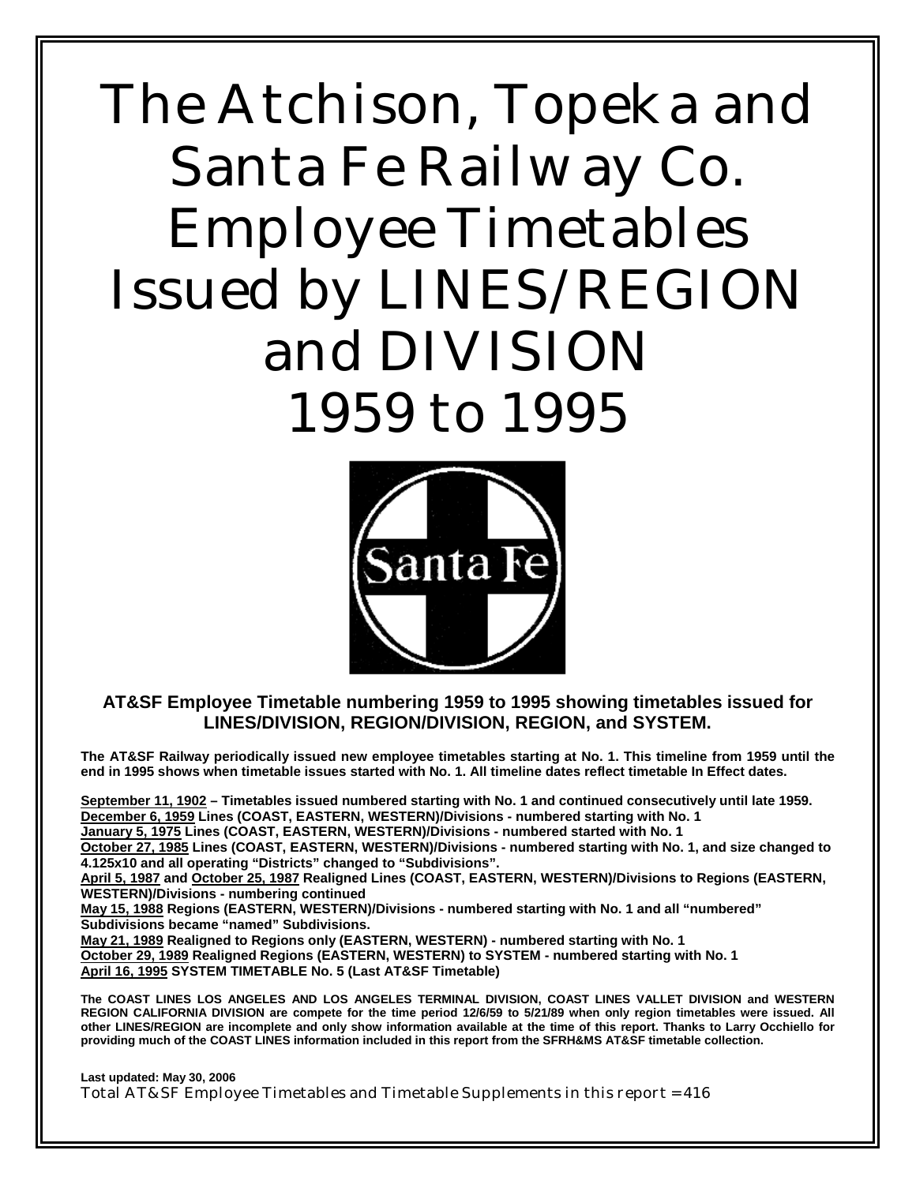# The Atchison, Topeka and Santa Fe Railway Co. Employee Timetables Issued by LINES/REGION and DIVISION 1959 to 1995

**AT&SF Employee Timetable numbering 1959 to 1995 showing timetables issued for LINES/DIVISION, REGION/DIVISION, REGION, and SYSTEM.**

**The AT&SF Railway periodically issued new employee timetables starting at No. 1. This timeline from 1959 until the end in 1995 shows when timetable issues started with No. 1. All timeline dates reflect timetable In Effect dates.**

**September 11, 1902 – Timetables issued numbered starting with No. 1 and continued consecutively until late 1959.**
**December 6, 1959 Lines (COAST, EASTERN, WESTERN)/Divisions - numbered starting with No. 1**
**January 5, 1975 Lines (COAST, EASTERN, WESTERN)/Divisions - numbered started with No. 1**
**October 27, 1985 Lines (COAST, EASTERN, WESTERN)/Divisions - numbered starting with No. 1, and size changed to 4.125x10 and all operating "Districts" changed to "Subdivisions".**
**April 5, 1987 and October 25, 1987 Realigned Lines (COAST, EASTERN, WESTERN)/Divisions to Regions (EASTERN, WESTERN)/Divisions - numbering continued**
**May 15, 1988 Regions (EASTERN, WESTERN)/Divisions - numbered starting with No. 1 and all "numbered" Subdivisions became "named" Subdivisions.**
**May 21, 1989 Realigned to Regions only (EASTERN, WESTERN) - numbered starting with No. 1**
**October 29, 1989 Realigned Regions (EASTERN, WESTERN) to SYSTEM - numbered starting with No. 1**
**April 16, 1995 SYSTEM TIMETABLE No. 5 (Last AT&SF Timetable)**

**The COAST LINES LOS ANGELES AND LOS ANGELES TERMINAL DIVISION, COAST LINES VALLET DIVISION and WESTERN REGION CALIFORNIA DIVISION are compete for the time period 12/6/59 to 5/21/89 when only region timetables were issued. All other LINES/REGION are incomplete and only show information available at the time of this report. Thanks to Larry Occhiello for providing much of the COAST LINES information included in this report from the SFRH&MS AT&SF timetable collection.**

**Last updated: May 30, 2006**
Total AT&SF Employee Timetables and Timetable Supplements in this report = 416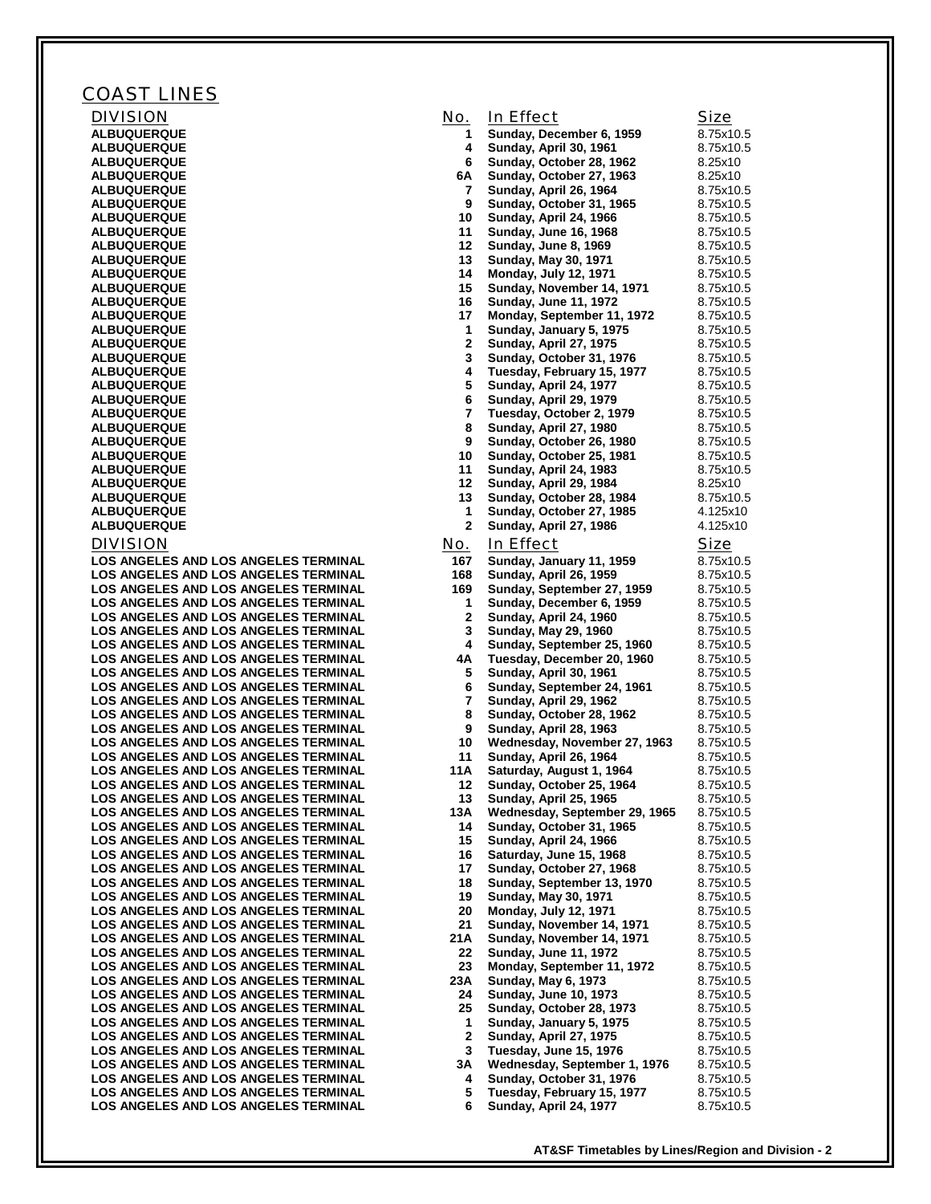## COAST LINES

| DIVISION | No. | In Effect | Size |
|---|---|---|---|
| ALBUQUERQUE | 1 | Sunday, December 6, 1959 | 8.75x10.5 |
| ALBUQUERQUE | 4 | Sunday, April 30, 1961 | 8.75x10.5 |
| ALBUQUERQUE | 6 | Sunday, October 28, 1962 | 8.25x10 |
| ALBUQUERQUE | 6A | Sunday, October 27, 1963 | 8.25x10 |
| ALBUQUERQUE | 7 | Sunday, April 26, 1964 | 8.75x10.5 |
| ALBUQUERQUE | 9 | Sunday, October 31, 1965 | 8.75x10.5 |
| ALBUQUERQUE | 10 | Sunday, April 24, 1966 | 8.75x10.5 |
| ALBUQUERQUE | 11 | Sunday, June 16, 1968 | 8.75x10.5 |
| ALBUQUERQUE | 12 | Sunday, June 8, 1969 | 8.75x10.5 |
| ALBUQUERQUE | 13 | Sunday, May 30, 1971 | 8.75x10.5 |
| ALBUQUERQUE | 14 | Monday, July 12, 1971 | 8.75x10.5 |
| ALBUQUERQUE | 15 | Sunday, November 14, 1971 | 8.75x10.5 |
| ALBUQUERQUE | 16 | Sunday, June 11, 1972 | 8.75x10.5 |
| ALBUQUERQUE | 17 | Monday, September 11, 1972 | 8.75x10.5 |
| ALBUQUERQUE | 1 | Sunday, January 5, 1975 | 8.75x10.5 |
| ALBUQUERQUE | 2 | Sunday, April 27, 1975 | 8.75x10.5 |
| ALBUQUERQUE | 3 | Sunday, October 31, 1976 | 8.75x10.5 |
| ALBUQUERQUE | 4 | Tuesday, February 15, 1977 | 8.75x10.5 |
| ALBUQUERQUE | 5 | Sunday, April 24, 1977 | 8.75x10.5 |
| ALBUQUERQUE | 6 | Sunday, April 29, 1979 | 8.75x10.5 |
| ALBUQUERQUE | 7 | Tuesday, October 2, 1979 | 8.75x10.5 |
| ALBUQUERQUE | 8 | Sunday, April 27, 1980 | 8.75x10.5 |
| ALBUQUERQUE | 9 | Sunday, October 26, 1980 | 8.75x10.5 |
| ALBUQUERQUE | 10 | Sunday, October 25, 1981 | 8.75x10.5 |
| ALBUQUERQUE | 11 | Sunday, April 24, 1983 | 8.75x10.5 |
| ALBUQUERQUE | 12 | Sunday, April 29, 1984 | 8.25x10 |
| ALBUQUERQUE | 13 | Sunday, October 28, 1984 | 8.75x10.5 |
| ALBUQUERQUE | 1 | Sunday, October 27, 1985 | 4.125x10 |
| ALBUQUERQUE | 2 | Sunday, April 27, 1986 | 4.125x10 |

| DIVISION | No. | In Effect | Size |
|---|---|---|---|
| LOS ANGELES AND LOS ANGELES TERMINAL | 167 | Sunday, January 11, 1959 | 8.75x10.5 |
| LOS ANGELES AND LOS ANGELES TERMINAL | 168 | Sunday, April 26, 1959 | 8.75x10.5 |
| LOS ANGELES AND LOS ANGELES TERMINAL | 169 | Sunday, September 27, 1959 | 8.75x10.5 |
| LOS ANGELES AND LOS ANGELES TERMINAL | 1 | Sunday, December 6, 1959 | 8.75x10.5 |
| LOS ANGELES AND LOS ANGELES TERMINAL | 2 | Sunday, April 24, 1960 | 8.75x10.5 |
| LOS ANGELES AND LOS ANGELES TERMINAL | 3 | Sunday, May 29, 1960 | 8.75x10.5 |
| LOS ANGELES AND LOS ANGELES TERMINAL | 4 | Sunday, September 25, 1960 | 8.75x10.5 |
| LOS ANGELES AND LOS ANGELES TERMINAL | 4A | Tuesday, December 20, 1960 | 8.75x10.5 |
| LOS ANGELES AND LOS ANGELES TERMINAL | 5 | Sunday, April 30, 1961 | 8.75x10.5 |
| LOS ANGELES AND LOS ANGELES TERMINAL | 6 | Sunday, September 24, 1961 | 8.75x10.5 |
| LOS ANGELES AND LOS ANGELES TERMINAL | 7 | Sunday, April 29, 1962 | 8.75x10.5 |
| LOS ANGELES AND LOS ANGELES TERMINAL | 8 | Sunday, October 28, 1962 | 8.75x10.5 |
| LOS ANGELES AND LOS ANGELES TERMINAL | 9 | Sunday, April 28, 1963 | 8.75x10.5 |
| LOS ANGELES AND LOS ANGELES TERMINAL | 10 | Wednesday, November 27, 1963 | 8.75x10.5 |
| LOS ANGELES AND LOS ANGELES TERMINAL | 11 | Sunday, April 26, 1964 | 8.75x10.5 |
| LOS ANGELES AND LOS ANGELES TERMINAL | 11A | Saturday, August 1, 1964 | 8.75x10.5 |
| LOS ANGELES AND LOS ANGELES TERMINAL | 12 | Sunday, October 25, 1964 | 8.75x10.5 |
| LOS ANGELES AND LOS ANGELES TERMINAL | 13 | Sunday, April 25, 1965 | 8.75x10.5 |
| LOS ANGELES AND LOS ANGELES TERMINAL | 13A | Wednesday, September 29, 1965 | 8.75x10.5 |
| LOS ANGELES AND LOS ANGELES TERMINAL | 14 | Sunday, October 31, 1965 | 8.75x10.5 |
| LOS ANGELES AND LOS ANGELES TERMINAL | 15 | Sunday, April 24, 1966 | 8.75x10.5 |
| LOS ANGELES AND LOS ANGELES TERMINAL | 16 | Saturday, June 15, 1968 | 8.75x10.5 |
| LOS ANGELES AND LOS ANGELES TERMINAL | 17 | Sunday, October 27, 1968 | 8.75x10.5 |
| LOS ANGELES AND LOS ANGELES TERMINAL | 18 | Sunday, September 13, 1970 | 8.75x10.5 |
| LOS ANGELES AND LOS ANGELES TERMINAL | 19 | Sunday, May 30, 1971 | 8.75x10.5 |
| LOS ANGELES AND LOS ANGELES TERMINAL | 20 | Monday, July 12, 1971 | 8.75x10.5 |
| LOS ANGELES AND LOS ANGELES TERMINAL | 21 | Sunday, November 14, 1971 | 8.75x10.5 |
| LOS ANGELES AND LOS ANGELES TERMINAL | 21A | Sunday, November 14, 1971 | 8.75x10.5 |
| LOS ANGELES AND LOS ANGELES TERMINAL | 22 | Sunday, June 11, 1972 | 8.75x10.5 |
| LOS ANGELES AND LOS ANGELES TERMINAL | 23 | Monday, September 11, 1972 | 8.75x10.5 |
| LOS ANGELES AND LOS ANGELES TERMINAL | 23A | Sunday, May 6, 1973 | 8.75x10.5 |
| LOS ANGELES AND LOS ANGELES TERMINAL | 24 | Sunday, June 10, 1973 | 8.75x10.5 |
| LOS ANGELES AND LOS ANGELES TERMINAL | 25 | Sunday, October 28, 1973 | 8.75x10.5 |
| LOS ANGELES AND LOS ANGELES TERMINAL | 1 | Sunday, January 5, 1975 | 8.75x10.5 |
| LOS ANGELES AND LOS ANGELES TERMINAL | 2 | Sunday, April 27, 1975 | 8.75x10.5 |
| LOS ANGELES AND LOS ANGELES TERMINAL | 3 | Tuesday, June 15, 1976 | 8.75x10.5 |
| LOS ANGELES AND LOS ANGELES TERMINAL | 3A | Wednesday, September 1, 1976 | 8.75x10.5 |
| LOS ANGELES AND LOS ANGELES TERMINAL | 4 | Sunday, October 31, 1976 | 8.75x10.5 |
| LOS ANGELES AND LOS ANGELES TERMINAL | 5 | Tuesday, February 15, 1977 | 8.75x10.5 |
| LOS ANGELES AND LOS ANGELES TERMINAL | 6 | Sunday, April 24, 1977 | 8.75x10.5 |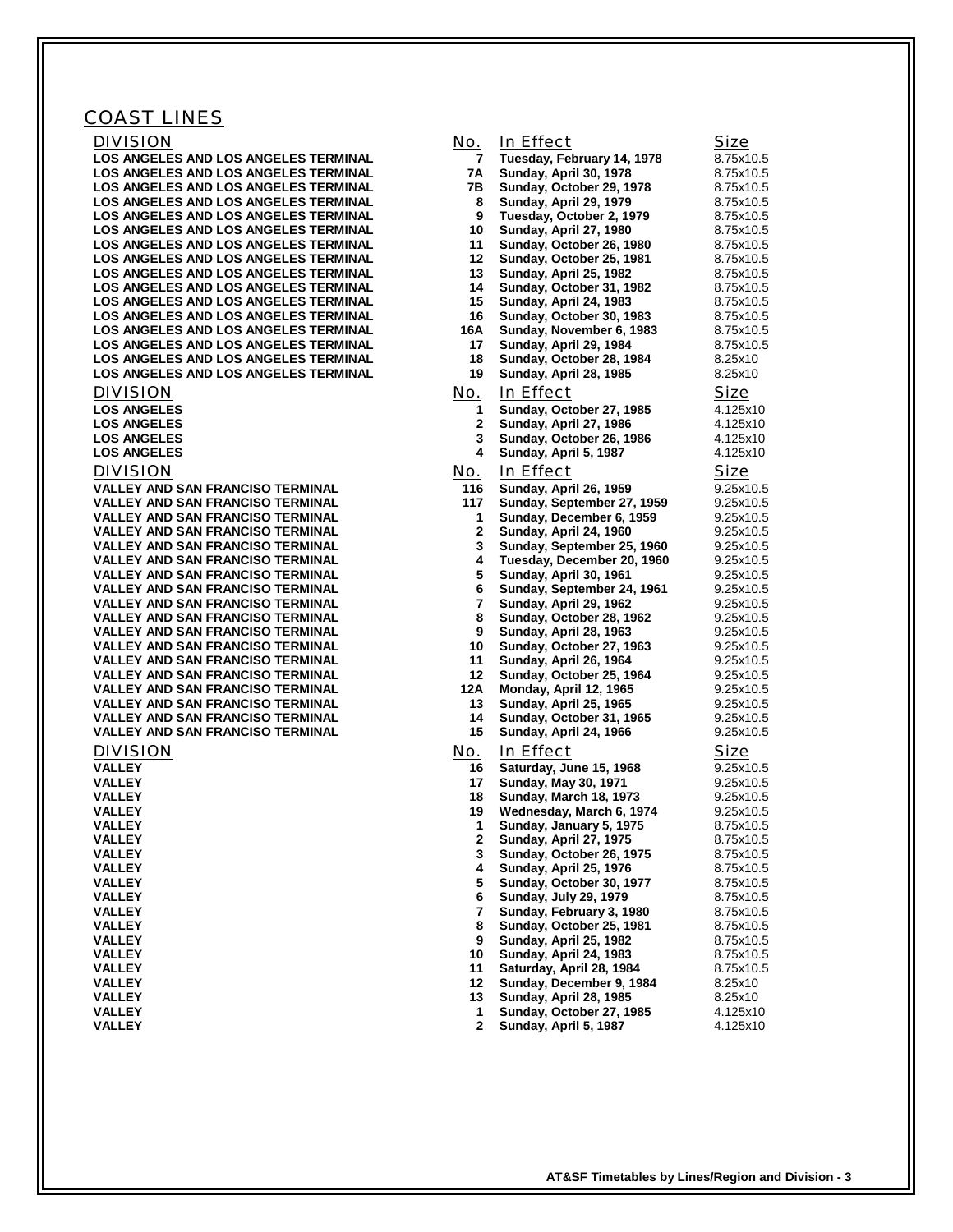## COAST LINES

| DIVISION | No. | In Effect | Size |
| --- | --- | --- | --- |
| LOS ANGELES AND LOS ANGELES TERMINAL | 7 | Tuesday, February 14, 1978 | 8.75x10.5 |
| LOS ANGELES AND LOS ANGELES TERMINAL | 7A | Sunday, April 30, 1978 | 8.75x10.5 |
| LOS ANGELES AND LOS ANGELES TERMINAL | 7B | Sunday, October 29, 1978 | 8.75x10.5 |
| LOS ANGELES AND LOS ANGELES TERMINAL | 8 | Sunday, April 29, 1979 | 8.75x10.5 |
| LOS ANGELES AND LOS ANGELES TERMINAL | 9 | Tuesday, October 2, 1979 | 8.75x10.5 |
| LOS ANGELES AND LOS ANGELES TERMINAL | 10 | Sunday, April 27, 1980 | 8.75x10.5 |
| LOS ANGELES AND LOS ANGELES TERMINAL | 11 | Sunday, October 26, 1980 | 8.75x10.5 |
| LOS ANGELES AND LOS ANGELES TERMINAL | 12 | Sunday, October 25, 1981 | 8.75x10.5 |
| LOS ANGELES AND LOS ANGELES TERMINAL | 13 | Sunday, April 25, 1982 | 8.75x10.5 |
| LOS ANGELES AND LOS ANGELES TERMINAL | 14 | Sunday, October 31, 1982 | 8.75x10.5 |
| LOS ANGELES AND LOS ANGELES TERMINAL | 15 | Sunday, April 24, 1983 | 8.75x10.5 |
| LOS ANGELES AND LOS ANGELES TERMINAL | 16 | Sunday, October 30, 1983 | 8.75x10.5 |
| LOS ANGELES AND LOS ANGELES TERMINAL | 16A | Sunday, November 6, 1983 | 8.75x10.5 |
| LOS ANGELES AND LOS ANGELES TERMINAL | 17 | Sunday, April 29, 1984 | 8.75x10.5 |
| LOS ANGELES AND LOS ANGELES TERMINAL | 18 | Sunday, October 28, 1984 | 8.25x10 |
| LOS ANGELES AND LOS ANGELES TERMINAL | 19 | Sunday, April 28, 1985 | 8.25x10 |

| DIVISION | No. | In Effect | Size |
| --- | --- | --- | --- |
| LOS ANGELES | 1 | Sunday, October 27, 1985 | 4.125x10 |
| LOS ANGELES | 2 | Sunday, April 27, 1986 | 4.125x10 |
| LOS ANGELES | 3 | Sunday, October 26, 1986 | 4.125x10 |
| LOS ANGELES | 4 | Sunday, April 5, 1987 | 4.125x10 |

| DIVISION | No. | In Effect | Size |
| --- | --- | --- | --- |
| VALLEY AND SAN FRANCISCO TERMINAL | 116 | Sunday, April 26, 1959 | 9.25x10.5 |
| VALLEY AND SAN FRANCISCO TERMINAL | 117 | Sunday, September 27, 1959 | 9.25x10.5 |
| VALLEY AND SAN FRANCISCO TERMINAL | 1 | Sunday, December 6, 1959 | 9.25x10.5 |
| VALLEY AND SAN FRANCISCO TERMINAL | 2 | Sunday, April 24, 1960 | 9.25x10.5 |
| VALLEY AND SAN FRANCISCO TERMINAL | 3 | Sunday, September 25, 1960 | 9.25x10.5 |
| VALLEY AND SAN FRANCISCO TERMINAL | 4 | Tuesday, December 20, 1960 | 9.25x10.5 |
| VALLEY AND SAN FRANCISCO TERMINAL | 5 | Sunday, April 30, 1961 | 9.25x10.5 |
| VALLEY AND SAN FRANCISCO TERMINAL | 6 | Sunday, September 24, 1961 | 9.25x10.5 |
| VALLEY AND SAN FRANCISCO TERMINAL | 7 | Sunday, April 29, 1962 | 9.25x10.5 |
| VALLEY AND SAN FRANCISCO TERMINAL | 8 | Sunday, October 28, 1962 | 9.25x10.5 |
| VALLEY AND SAN FRANCISCO TERMINAL | 9 | Sunday, April 28, 1963 | 9.25x10.5 |
| VALLEY AND SAN FRANCISCO TERMINAL | 10 | Sunday, October 27, 1963 | 9.25x10.5 |
| VALLEY AND SAN FRANCISCO TERMINAL | 11 | Sunday, April 26, 1964 | 9.25x10.5 |
| VALLEY AND SAN FRANCISCO TERMINAL | 12 | Sunday, October 25, 1964 | 9.25x10.5 |
| VALLEY AND SAN FRANCISCO TERMINAL | 12A | Monday, April 12, 1965 | 9.25x10.5 |
| VALLEY AND SAN FRANCISCO TERMINAL | 13 | Sunday, April 25, 1965 | 9.25x10.5 |
| VALLEY AND SAN FRANCISCO TERMINAL | 14 | Sunday, October 31, 1965 | 9.25x10.5 |
| VALLEY AND SAN FRANCISCO TERMINAL | 15 | Sunday, April 24, 1966 | 9.25x10.5 |

| DIVISION | No. | In Effect | Size |
| --- | --- | --- | --- |
| VALLEY | 16 | Saturday, June 15, 1968 | 9.25x10.5 |
| VALLEY | 17 | Sunday, May 30, 1971 | 9.25x10.5 |
| VALLEY | 18 | Sunday, March 18, 1973 | 9.25x10.5 |
| VALLEY | 19 | Wednesday, March 6, 1974 | 9.25x10.5 |
| VALLEY | 1 | Sunday, January 5, 1975 | 8.75x10.5 |
| VALLEY | 2 | Sunday, April 27, 1975 | 8.75x10.5 |
| VALLEY | 3 | Sunday, October 26, 1975 | 8.75x10.5 |
| VALLEY | 4 | Sunday, April 25, 1976 | 8.75x10.5 |
| VALLEY | 5 | Sunday, October 30, 1977 | 8.75x10.5 |
| VALLEY | 6 | Sunday, July 29, 1979 | 8.75x10.5 |
| VALLEY | 7 | Sunday, February 3, 1980 | 8.75x10.5 |
| VALLEY | 8 | Sunday, October 25, 1981 | 8.75x10.5 |
| VALLEY | 9 | Sunday, April 25, 1982 | 8.75x10.5 |
| VALLEY | 10 | Sunday, April 24, 1983 | 8.75x10.5 |
| VALLEY | 11 | Saturday, April 28, 1984 | 8.75x10.5 |
| VALLEY | 12 | Sunday, December 9, 1984 | 8.25x10 |
| VALLEY | 13 | Sunday, April 28, 1985 | 8.25x10 |
| VALLEY | 1 | Sunday, October 27, 1985 | 4.125x10 |
| VALLEY | 2 | Sunday, April 5, 1987 | 4.125x10 |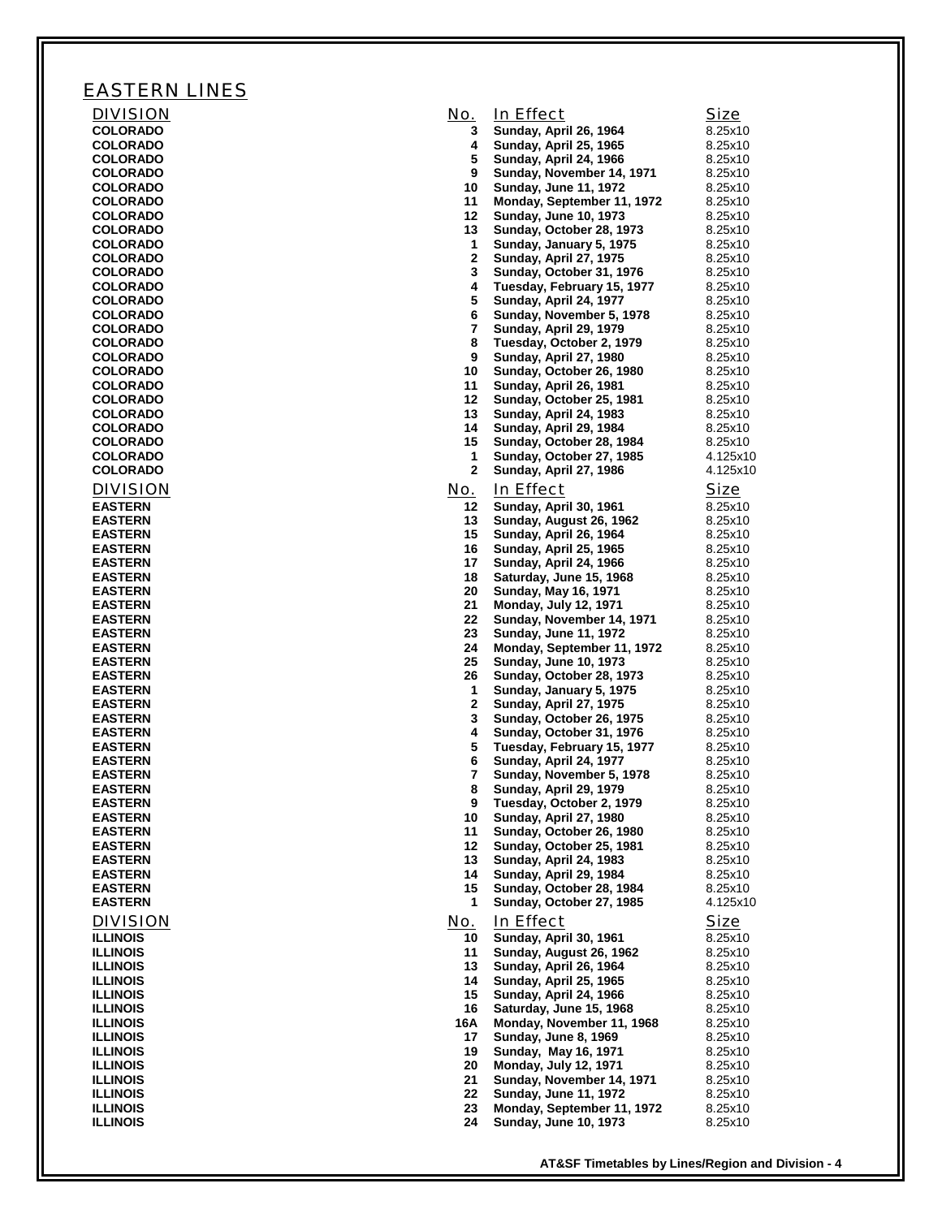## EASTERN LINES

| DIVISION | No. | In Effect | Size |
|---|---|---|---|
| COLORADO | 3 | Sunday, April 26, 1964 | 8.25x10 |
| COLORADO | 4 | Sunday, April 25, 1965 | 8.25x10 |
| COLORADO | 5 | Sunday, April 24, 1966 | 8.25x10 |
| COLORADO | 9 | Sunday, November 14, 1971 | 8.25x10 |
| COLORADO | 10 | Sunday, June 11, 1972 | 8.25x10 |
| COLORADO | 11 | Monday, September 11, 1972 | 8.25x10 |
| COLORADO | 12 | Sunday, June 10, 1973 | 8.25x10 |
| COLORADO | 13 | Sunday, October 28, 1973 | 8.25x10 |
| COLORADO | 1 | Sunday, January 5, 1975 | 8.25x10 |
| COLORADO | 2 | Sunday, April 27, 1975 | 8.25x10 |
| COLORADO | 3 | Sunday, October 31, 1976 | 8.25x10 |
| COLORADO | 4 | Tuesday, February 15, 1977 | 8.25x10 |
| COLORADO | 5 | Sunday, April 24, 1977 | 8.25x10 |
| COLORADO | 6 | Sunday, November 5, 1978 | 8.25x10 |
| COLORADO | 7 | Sunday, April 29, 1979 | 8.25x10 |
| COLORADO | 8 | Tuesday, October 2, 1979 | 8.25x10 |
| COLORADO | 9 | Sunday, April 27, 1980 | 8.25x10 |
| COLORADO | 10 | Sunday, October 26, 1980 | 8.25x10 |
| COLORADO | 11 | Sunday, April 26, 1981 | 8.25x10 |
| COLORADO | 12 | Sunday, October 25, 1981 | 8.25x10 |
| COLORADO | 13 | Sunday, April 24, 1983 | 8.25x10 |
| COLORADO | 14 | Sunday, April 29, 1984 | 8.25x10 |
| COLORADO | 15 | Sunday, October 28, 1984 | 8.25x10 |
| COLORADO | 1 | Sunday, October 27, 1985 | 4.125x10 |
| COLORADO | 2 | Sunday, April 27, 1986 | 4.125x10 |

| DIVISION | No. | In Effect | Size |
|---|---|---|---|
| EASTERN | 12 | Sunday, April 30, 1961 | 8.25x10 |
| EASTERN | 13 | Sunday, August 26, 1962 | 8.25x10 |
| EASTERN | 15 | Sunday, April 26, 1964 | 8.25x10 |
| EASTERN | 16 | Sunday, April 25, 1965 | 8.25x10 |
| EASTERN | 17 | Sunday, April 24, 1966 | 8.25x10 |
| EASTERN | 18 | Saturday, June 15, 1968 | 8.25x10 |
| EASTERN | 20 | Sunday, May 16, 1971 | 8.25x10 |
| EASTERN | 21 | Monday, July 12, 1971 | 8.25x10 |
| EASTERN | 22 | Sunday, November 14, 1971 | 8.25x10 |
| EASTERN | 23 | Sunday, June 11, 1972 | 8.25x10 |
| EASTERN | 24 | Monday, September 11, 1972 | 8.25x10 |
| EASTERN | 25 | Sunday, June 10, 1973 | 8.25x10 |
| EASTERN | 26 | Sunday, October 28, 1973 | 8.25x10 |
| EASTERN | 1 | Sunday, January 5, 1975 | 8.25x10 |
| EASTERN | 2 | Sunday, April 27, 1975 | 8.25x10 |
| EASTERN | 3 | Sunday, October 26, 1975 | 8.25x10 |
| EASTERN | 4 | Sunday, October 31, 1976 | 8.25x10 |
| EASTERN | 5 | Tuesday, February 15, 1977 | 8.25x10 |
| EASTERN | 6 | Sunday, April 24, 1977 | 8.25x10 |
| EASTERN | 7 | Sunday, November 5, 1978 | 8.25x10 |
| EASTERN | 8 | Sunday, April 29, 1979 | 8.25x10 |
| EASTERN | 9 | Tuesday, October 2, 1979 | 8.25x10 |
| EASTERN | 10 | Sunday, April 27, 1980 | 8.25x10 |
| EASTERN | 11 | Sunday, October 26, 1980 | 8.25x10 |
| EASTERN | 12 | Sunday, October 25, 1981 | 8.25x10 |
| EASTERN | 13 | Sunday, April 24, 1983 | 8.25x10 |
| EASTERN | 14 | Sunday, April 29, 1984 | 8.25x10 |
| EASTERN | 15 | Sunday, October 28, 1984 | 8.25x10 |
| EASTERN | 1 | Sunday, October 27, 1985 | 4.125x10 |

| DIVISION | No. | In Effect | Size |
|---|---|---|---|
| ILLINOIS | 10 | Sunday, April 30, 1961 | 8.25x10 |
| ILLINOIS | 11 | Sunday, August 26, 1962 | 8.25x10 |
| ILLINOIS | 13 | Sunday, April 26, 1964 | 8.25x10 |
| ILLINOIS | 14 | Sunday, April 25, 1965 | 8.25x10 |
| ILLINOIS | 15 | Sunday, April 24, 1966 | 8.25x10 |
| ILLINOIS | 16 | Saturday, June 15, 1968 | 8.25x10 |
| ILLINOIS | 16A | Monday, November 11, 1968 | 8.25x10 |
| ILLINOIS | 17 | Sunday, June 8, 1969 | 8.25x10 |
| ILLINOIS | 19 | Sunday, May 16, 1971 | 8.25x10 |
| ILLINOIS | 20 | Monday, July 12, 1971 | 8.25x10 |
| ILLINOIS | 21 | Sunday, November 14, 1971 | 8.25x10 |
| ILLINOIS | 22 | Sunday, June 11, 1972 | 8.25x10 |
| ILLINOIS | 23 | Monday, September 11, 1972 | 8.25x10 |
| ILLINOIS | 24 | Sunday, June 10, 1973 | 8.25x10 |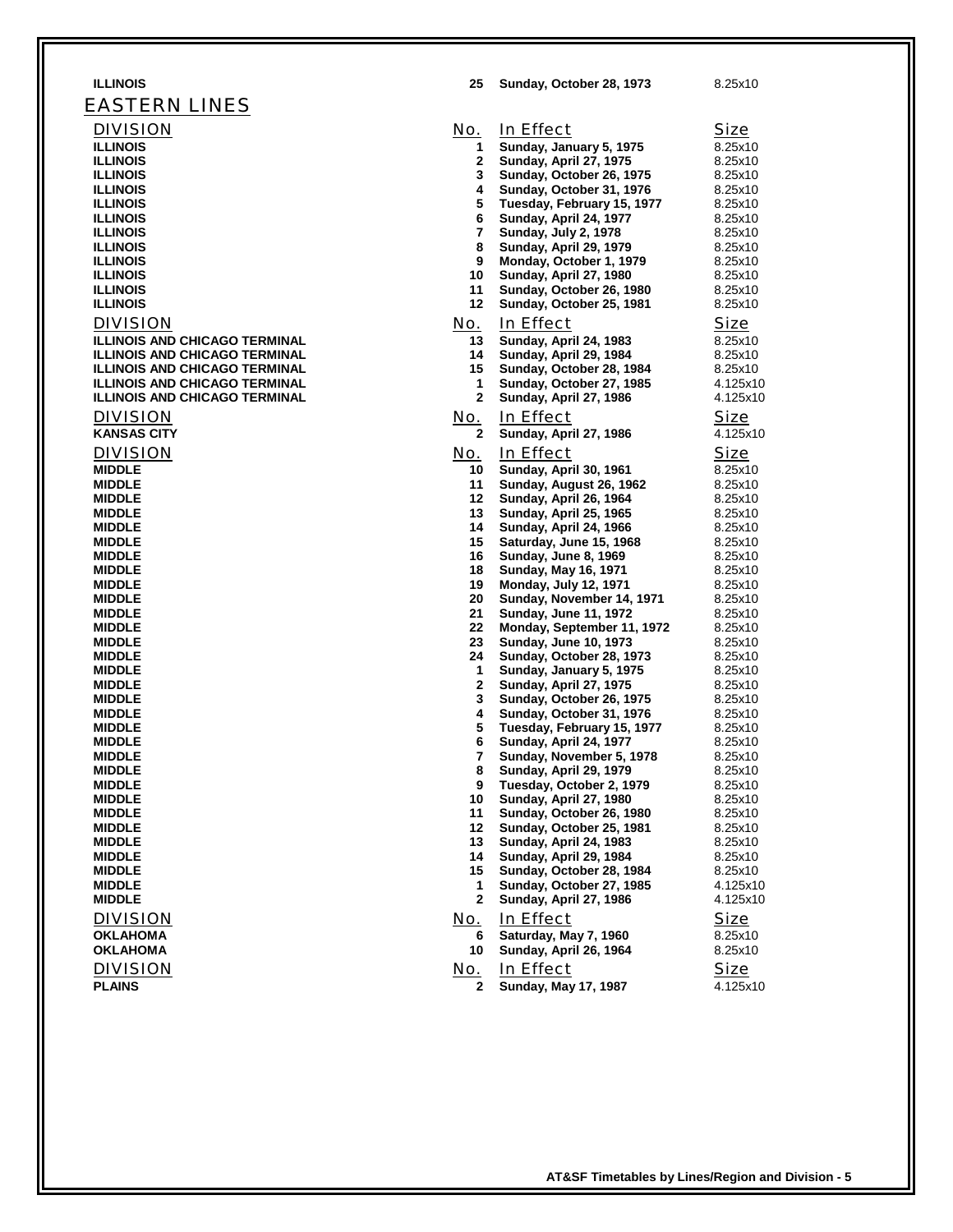| | | | |
|---|---|---|---|
| ILLINOIS | 25 | Sunday, October 28, 1973 | 8.25x10 |

## EASTERN LINES

| DIVISION | No. | In Effect | Size |
|---|---|---|---|
| ILLINOIS | 1 | Sunday, January 5, 1975 | 8.25x10 |
| ILLINOIS | 2 | Sunday, April 27, 1975 | 8.25x10 |
| ILLINOIS | 3 | Sunday, October 26, 1975 | 8.25x10 |
| ILLINOIS | 4 | Sunday, October 31, 1976 | 8.25x10 |
| ILLINOIS | 5 | Tuesday, February 15, 1977 | 8.25x10 |
| ILLINOIS | 6 | Sunday, April 24, 1977 | 8.25x10 |
| ILLINOIS | 7 | Sunday, July 2, 1978 | 8.25x10 |
| ILLINOIS | 8 | Sunday, April 29, 1979 | 8.25x10 |
| ILLINOIS | 9 | Monday, October 1, 1979 | 8.25x10 |
| ILLINOIS | 10 | Sunday, April 27, 1980 | 8.25x10 |
| ILLINOIS | 11 | Sunday, October 26, 1980 | 8.25x10 |
| ILLINOIS | 12 | Sunday, October 25, 1981 | 8.25x10 |

| DIVISION | No. | In Effect | Size |
|---|---|---|---|
| ILLINOIS AND CHICAGO TERMINAL | 13 | Sunday, April 24, 1983 | 8.25x10 |
| ILLINOIS AND CHICAGO TERMINAL | 14 | Sunday, April 29, 1984 | 8.25x10 |
| ILLINOIS AND CHICAGO TERMINAL | 15 | Sunday, October 28, 1984 | 8.25x10 |
| ILLINOIS AND CHICAGO TERMINAL | 1 | Sunday, October 27, 1985 | 4.125x10 |
| ILLINOIS AND CHICAGO TERMINAL | 2 | Sunday, April 27, 1986 | 4.125x10 |

| DIVISION | No. | In Effect | Size |
|---|---|---|---|
| KANSAS CITY | 2 | Sunday, April 27, 1986 | 4.125x10 |

| DIVISION | No. | In Effect | Size |
|---|---|---|---|
| MIDDLE | 10 | Sunday, April 30, 1961 | 8.25x10 |
| MIDDLE | 11 | Sunday, August 26, 1962 | 8.25x10 |
| MIDDLE | 12 | Sunday, April 26, 1964 | 8.25x10 |
| MIDDLE | 13 | Sunday, April 25, 1965 | 8.25x10 |
| MIDDLE | 14 | Sunday, April 24, 1966 | 8.25x10 |
| MIDDLE | 15 | Saturday, June 15, 1968 | 8.25x10 |
| MIDDLE | 16 | Sunday, June 8, 1969 | 8.25x10 |
| MIDDLE | 18 | Sunday, May 16, 1971 | 8.25x10 |
| MIDDLE | 19 | Monday, July 12, 1971 | 8.25x10 |
| MIDDLE | 20 | Sunday, November 14, 1971 | 8.25x10 |
| MIDDLE | 21 | Sunday, June 11, 1972 | 8.25x10 |
| MIDDLE | 22 | Monday, September 11, 1972 | 8.25x10 |
| MIDDLE | 23 | Sunday, June 10, 1973 | 8.25x10 |
| MIDDLE | 24 | Sunday, October 28, 1973 | 8.25x10 |
| MIDDLE | 1 | Sunday, January 5, 1975 | 8.25x10 |
| MIDDLE | 2 | Sunday, April 27, 1975 | 8.25x10 |
| MIDDLE | 3 | Sunday, October 26, 1975 | 8.25x10 |
| MIDDLE | 4 | Sunday, October 31, 1976 | 8.25x10 |
| MIDDLE | 5 | Tuesday, February 15, 1977 | 8.25x10 |
| MIDDLE | 6 | Sunday, April 24, 1977 | 8.25x10 |
| MIDDLE | 7 | Sunday, November 5, 1978 | 8.25x10 |
| MIDDLE | 8 | Sunday, April 29, 1979 | 8.25x10 |
| MIDDLE | 9 | Tuesday, October 2, 1979 | 8.25x10 |
| MIDDLE | 10 | Sunday, April 27, 1980 | 8.25x10 |
| MIDDLE | 11 | Sunday, October 26, 1980 | 8.25x10 |
| MIDDLE | 12 | Sunday, October 25, 1981 | 8.25x10 |
| MIDDLE | 13 | Sunday, April 24, 1983 | 8.25x10 |
| MIDDLE | 14 | Sunday, April 29, 1984 | 8.25x10 |
| MIDDLE | 15 | Sunday, October 28, 1984 | 8.25x10 |
| MIDDLE | 1 | Sunday, October 27, 1985 | 4.125x10 |
| MIDDLE | 2 | Sunday, April 27, 1986 | 4.125x10 |

| DIVISION | No. | In Effect | Size |
|---|---|---|---|
| OKLAHOMA | 6 | Saturday, May 7, 1960 | 8.25x10 |
| OKLAHOMA | 10 | Sunday, April 26, 1964 | 8.25x10 |

| DIVISION | No. | In Effect | Size |
|---|---|---|---|
| PLAINS | 2 | Sunday, May 17, 1987 | 4.125x10 |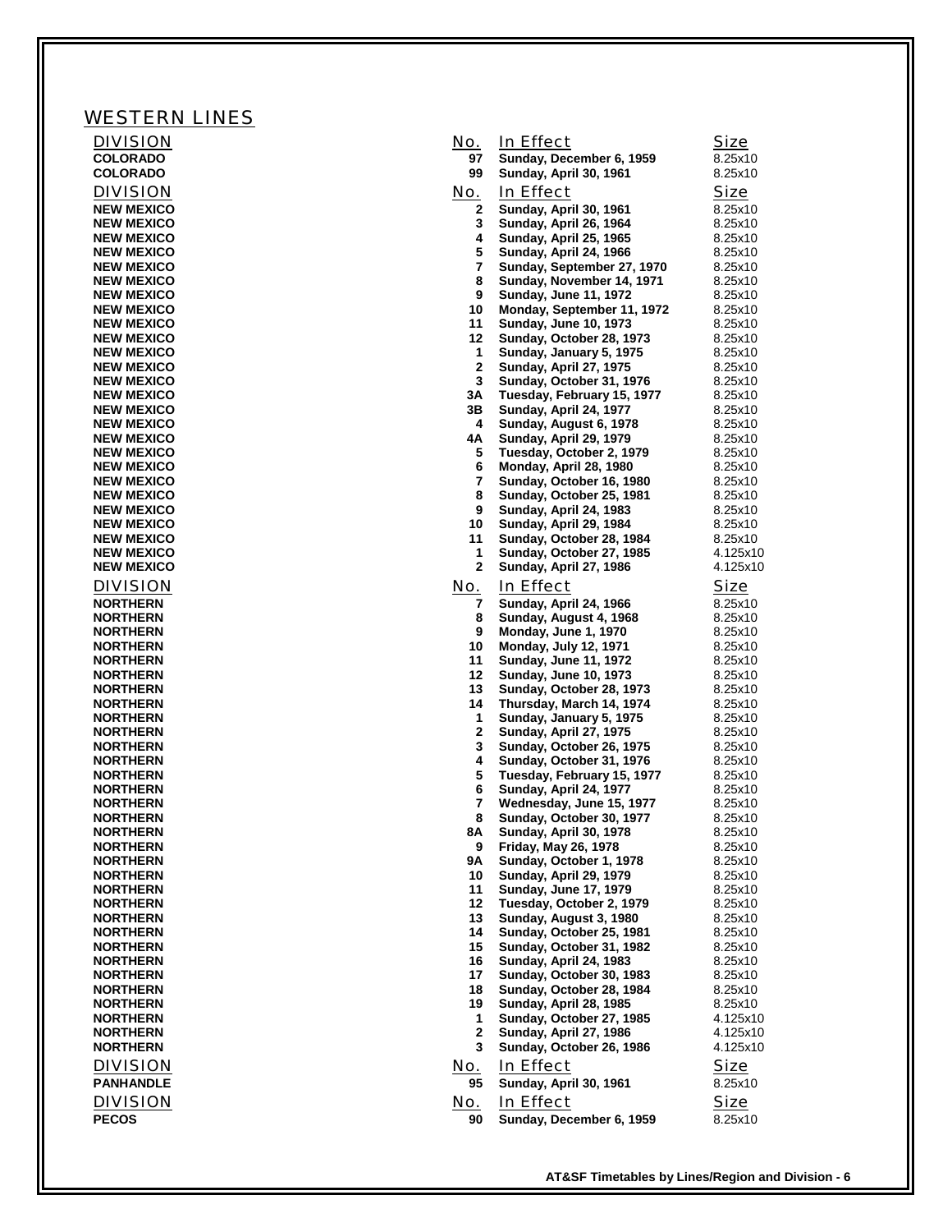## WESTERN LINES

| DIVISION | No. | In Effect | Size |
|---|---|---|---|
| **COLORADO** | **97** | **Sunday, December 6, 1959** | 8.25x10 |
| **COLORADO** | **99** | **Sunday, April 30, 1961** | 8.25x10 |

| DIVISION | No. | In Effect | Size |
|---|---|---|---|
| **NEW MEXICO** | **2** | **Sunday, April 30, 1961** | 8.25x10 |
| **NEW MEXICO** | **3** | **Sunday, April 26, 1964** | 8.25x10 |
| **NEW MEXICO** | **4** | **Sunday, April 25, 1965** | 8.25x10 |
| **NEW MEXICO** | **5** | **Sunday, April 24, 1966** | 8.25x10 |
| **NEW MEXICO** | **7** | **Sunday, September 27, 1970** | 8.25x10 |
| **NEW MEXICO** | **8** | **Sunday, November 14, 1971** | 8.25x10 |
| **NEW MEXICO** | **9** | **Sunday, June 11, 1972** | 8.25x10 |
| **NEW MEXICO** | **10** | **Monday, September 11, 1972** | 8.25x10 |
| **NEW MEXICO** | **11** | **Sunday, June 10, 1973** | 8.25x10 |
| **NEW MEXICO** | **12** | **Sunday, October 28, 1973** | 8.25x10 |
| **NEW MEXICO** | **1** | **Sunday, January 5, 1975** | 8.25x10 |
| **NEW MEXICO** | **2** | **Sunday, April 27, 1975** | 8.25x10 |
| **NEW MEXICO** | **3** | **Sunday, October 31, 1976** | 8.25x10 |
| **NEW MEXICO** | **3A** | **Tuesday, February 15, 1977** | 8.25x10 |
| **NEW MEXICO** | **3B** | **Sunday, April 24, 1977** | 8.25x10 |
| **NEW MEXICO** | **4** | **Sunday, August 6, 1978** | 8.25x10 |
| **NEW MEXICO** | **4A** | **Sunday, April 29, 1979** | 8.25x10 |
| **NEW MEXICO** | **5** | **Tuesday, October 2, 1979** | 8.25x10 |
| **NEW MEXICO** | **6** | **Monday, April 28, 1980** | 8.25x10 |
| **NEW MEXICO** | **7** | **Sunday, October 16, 1980** | 8.25x10 |
| **NEW MEXICO** | **8** | **Sunday, October 25, 1981** | 8.25x10 |
| **NEW MEXICO** | **9** | **Sunday, April 24, 1983** | 8.25x10 |
| **NEW MEXICO** | **10** | **Sunday, April 29, 1984** | 8.25x10 |
| **NEW MEXICO** | **11** | **Sunday, October 28, 1984** | 8.25x10 |
| **NEW MEXICO** | **1** | **Sunday, October 27, 1985** | 4.125x10 |
| **NEW MEXICO** | **2** | **Sunday, April 27, 1986** | 4.125x10 |

| DIVISION | No. | In Effect | Size |
|---|---|---|---|
| **NORTHERN** | **7** | **Sunday, April 24, 1966** | 8.25x10 |
| **NORTHERN** | **8** | **Sunday, August 4, 1968** | 8.25x10 |
| **NORTHERN** | **9** | **Monday, June 1, 1970** | 8.25x10 |
| **NORTHERN** | **10** | **Monday, July 12, 1971** | 8.25x10 |
| **NORTHERN** | **11** | **Sunday, June 11, 1972** | 8.25x10 |
| **NORTHERN** | **12** | **Sunday, June 10, 1973** | 8.25x10 |
| **NORTHERN** | **13** | **Sunday, October 28, 1973** | 8.25x10 |
| **NORTHERN** | **14** | **Thursday, March 14, 1974** | 8.25x10 |
| **NORTHERN** | **1** | **Sunday, January 5, 1975** | 8.25x10 |
| **NORTHERN** | **2** | **Sunday, April 27, 1975** | 8.25x10 |
| **NORTHERN** | **3** | **Sunday, October 26, 1975** | 8.25x10 |
| **NORTHERN** | **4** | **Sunday, October 31, 1976** | 8.25x10 |
| **NORTHERN** | **5** | **Tuesday, February 15, 1977** | 8.25x10 |
| **NORTHERN** | **6** | **Sunday, April 24, 1977** | 8.25x10 |
| **NORTHERN** | **7** | **Wednesday, June 15, 1977** | 8.25x10 |
| **NORTHERN** | **8** | **Sunday, October 30, 1977** | 8.25x10 |
| **NORTHERN** | **8A** | **Sunday, April 30, 1978** | 8.25x10 |
| **NORTHERN** | **9** | **Friday, May 26, 1978** | 8.25x10 |
| **NORTHERN** | **9A** | **Sunday, October 1, 1978** | 8.25x10 |
| **NORTHERN** | **10** | **Sunday, April 29, 1979** | 8.25x10 |
| **NORTHERN** | **11** | **Sunday, June 17, 1979** | 8.25x10 |
| **NORTHERN** | **12** | **Tuesday, October 2, 1979** | 8.25x10 |
| **NORTHERN** | **13** | **Sunday, August 3, 1980** | 8.25x10 |
| **NORTHERN** | **14** | **Sunday, October 25, 1981** | 8.25x10 |
| **NORTHERN** | **15** | **Sunday, October 31, 1982** | 8.25x10 |
| **NORTHERN** | **16** | **Sunday, April 24, 1983** | 8.25x10 |
| **NORTHERN** | **17** | **Sunday, October 30, 1983** | 8.25x10 |
| **NORTHERN** | **18** | **Sunday, October 28, 1984** | 8.25x10 |
| **NORTHERN** | **19** | **Sunday, April 28, 1985** | 8.25x10 |
| **NORTHERN** | **1** | **Sunday, October 27, 1985** | 4.125x10 |
| **NORTHERN** | **2** | **Sunday, April 27, 1986** | 4.125x10 |
| **NORTHERN** | **3** | **Sunday, October 26, 1986** | 4.125x10 |

| DIVISION | No. | In Effect | Size |
|---|---|---|---|
| **PANHANDLE** | **95** | **Sunday, April 30, 1961** | 8.25x10 |

| DIVISION | No. | In Effect | Size |
|---|---|---|---|
| **PECOS** | **90** | **Sunday, December 6, 1959** | 8.25x10 |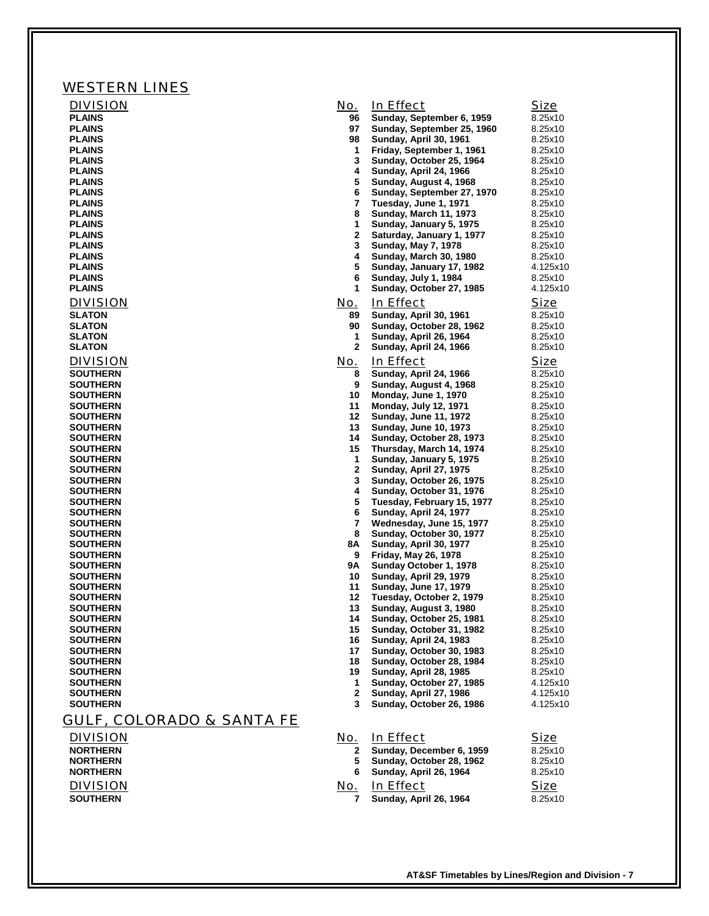## WESTERN LINES

| DIVISION | No. | In Effect | Size |
|---|---|---|---|
| PLAINS | 96 | Sunday, September 6, 1959 | 8.25x10 |
| PLAINS | 97 | Sunday, September 25, 1960 | 8.25x10 |
| PLAINS | 98 | Sunday, April 30, 1961 | 8.25x10 |
| PLAINS | 1 | Friday, September 1, 1961 | 8.25x10 |
| PLAINS | 3 | Sunday, October 25, 1964 | 8.25x10 |
| PLAINS | 4 | Sunday, April 24, 1966 | 8.25x10 |
| PLAINS | 5 | Sunday, August 4, 1968 | 8.25x10 |
| PLAINS | 6 | Sunday, September 27, 1970 | 8.25x10 |
| PLAINS | 7 | Tuesday, June 1, 1971 | 8.25x10 |
| PLAINS | 8 | Sunday, March 11, 1973 | 8.25x10 |
| PLAINS | 1 | Sunday, January 5, 1975 | 8.25x10 |
| PLAINS | 2 | Saturday, January 1, 1977 | 8.25x10 |
| PLAINS | 3 | Sunday, May 7, 1978 | 8.25x10 |
| PLAINS | 4 | Sunday, March 30, 1980 | 8.25x10 |
| PLAINS | 5 | Sunday, January 17, 1982 | 4.125x10 |
| PLAINS | 6 | Sunday, July 1, 1984 | 8.25x10 |
| PLAINS | 1 | Sunday, October 27, 1985 | 4.125x10 |

| DIVISION | No. | In Effect | Size |
|---|---|---|---|
| SLATON | 89 | Sunday, April 30, 1961 | 8.25x10 |
| SLATON | 90 | Sunday, October 28, 1962 | 8.25x10 |
| SLATON | 1 | Sunday, April 26, 1964 | 8.25x10 |
| SLATON | 2 | Sunday, April 24, 1966 | 8.25x10 |

| DIVISION | No. | In Effect | Size |
|---|---|---|---|
| SOUTHERN | 8 | Sunday, April 24, 1966 | 8.25x10 |
| SOUTHERN | 9 | Sunday, August 4, 1968 | 8.25x10 |
| SOUTHERN | 10 | Monday, June 1, 1970 | 8.25x10 |
| SOUTHERN | 11 | Monday, July 12, 1971 | 8.25x10 |
| SOUTHERN | 12 | Sunday, June 11, 1972 | 8.25x10 |
| SOUTHERN | 13 | Sunday, June 10, 1973 | 8.25x10 |
| SOUTHERN | 14 | Sunday, October 28, 1973 | 8.25x10 |
| SOUTHERN | 15 | Thursday, March 14, 1974 | 8.25x10 |
| SOUTHERN | 1 | Sunday, January 5, 1975 | 8.25x10 |
| SOUTHERN | 2 | Sunday, April 27, 1975 | 8.25x10 |
| SOUTHERN | 3 | Sunday, October 26, 1975 | 8.25x10 |
| SOUTHERN | 4 | Sunday, October 31, 1976 | 8.25x10 |
| SOUTHERN | 5 | Tuesday, February 15, 1977 | 8.25x10 |
| SOUTHERN | 6 | Sunday, April 24, 1977 | 8.25x10 |
| SOUTHERN | 7 | Wednesday, June 15, 1977 | 8.25x10 |
| SOUTHERN | 8 | Sunday, October 30, 1977 | 8.25x10 |
| SOUTHERN | 8A | Sunday, April 30, 1977 | 8.25x10 |
| SOUTHERN | 9 | Friday, May 26, 1978 | 8.25x10 |
| SOUTHERN | 9A | Sunday October 1, 1978 | 8.25x10 |
| SOUTHERN | 10 | Sunday, April 29, 1979 | 8.25x10 |
| SOUTHERN | 11 | Sunday, June 17, 1979 | 8.25x10 |
| SOUTHERN | 12 | Tuesday, October 2, 1979 | 8.25x10 |
| SOUTHERN | 13 | Sunday, August 3, 1980 | 8.25x10 |
| SOUTHERN | 14 | Sunday, October 25, 1981 | 8.25x10 |
| SOUTHERN | 15 | Sunday, October 31, 1982 | 8.25x10 |
| SOUTHERN | 16 | Sunday, April 24, 1983 | 8.25x10 |
| SOUTHERN | 17 | Sunday, October 30, 1983 | 8.25x10 |
| SOUTHERN | 18 | Sunday, October 28, 1984 | 8.25x10 |
| SOUTHERN | 19 | Sunday, April 28, 1985 | 8.25x10 |
| SOUTHERN | 1 | Sunday, October 27, 1985 | 4.125x10 |
| SOUTHERN | 2 | Sunday, April 27, 1986 | 4.125x10 |
| SOUTHERN | 3 | Sunday, October 26, 1986 | 4.125x10 |

## GULF, COLORADO & SANTA FE

| DIVISION | No. | In Effect | Size |
|---|---|---|---|
| NORTHERN | 2 | Sunday, December 6, 1959 | 8.25x10 |
| NORTHERN | 5 | Sunday, October 28, 1962 | 8.25x10 |
| NORTHERN | 6 | Sunday, April 26, 1964 | 8.25x10 |

| DIVISION | No. | In Effect | Size |
|---|---|---|---|
| SOUTHERN | 7 | Sunday, April 26, 1964 | 8.25x10 |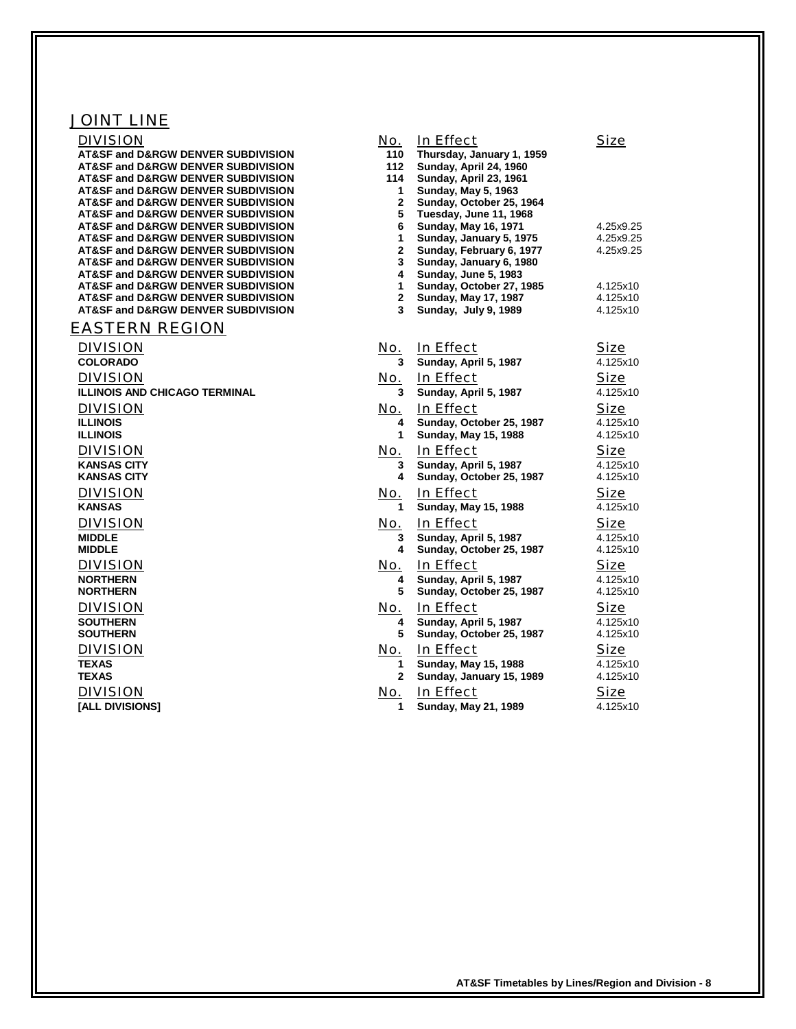## JOINT LINE

| DIVISION | No. | In Effect | Size |
|---|---|---|---|
| AT&SF and D&RGW DENVER SUBDIVISION | 110 | Thursday, January 1, 1959 | |
| AT&SF and D&RGW DENVER SUBDIVISION | 112 | Sunday, April 24, 1960 | |
| AT&SF and D&RGW DENVER SUBDIVISION | 114 | Sunday, April 23, 1961 | |
| AT&SF and D&RGW DENVER SUBDIVISION | 1 | Sunday, May 5, 1963 | |
| AT&SF and D&RGW DENVER SUBDIVISION | 2 | Sunday, October 25, 1964 | |
| AT&SF and D&RGW DENVER SUBDIVISION | 5 | Tuesday, June 11, 1968 | |
| AT&SF and D&RGW DENVER SUBDIVISION | 6 | Sunday, May 16, 1971 | 4.25x9.25 |
| AT&SF and D&RGW DENVER SUBDIVISION | 1 | Sunday, January 5, 1975 | 4.25x9.25 |
| AT&SF and D&RGW DENVER SUBDIVISION | 2 | Sunday, February 6, 1977 | 4.25x9.25 |
| AT&SF and D&RGW DENVER SUBDIVISION | 3 | Sunday, January 6, 1980 | |
| AT&SF and D&RGW DENVER SUBDIVISION | 4 | Sunday, June 5, 1983 | |
| AT&SF and D&RGW DENVER SUBDIVISION | 1 | Sunday, October 27, 1985 | 4.125x10 |
| AT&SF and D&RGW DENVER SUBDIVISION | 2 | Sunday, May 17, 1987 | 4.125x10 |
| AT&SF and D&RGW DENVER SUBDIVISION | 3 | Sunday, July 9, 1989 | 4.125x10 |

## EASTERN REGION

| DIVISION | No. | In Effect | Size |
|---|---|---|---|
| COLORADO | 3 | Sunday, April 5, 1987 | 4.125x10 |

| DIVISION | No. | In Effect | Size |
|---|---|---|---|
| ILLINOIS AND CHICAGO TERMINAL | 3 | Sunday, April 5, 1987 | 4.125x10 |

| DIVISION | No. | In Effect | Size |
|---|---|---|---|
| ILLINOIS | 4 | Sunday, October 25, 1987 | 4.125x10 |
| ILLINOIS | 1 | Sunday, May 15, 1988 | 4.125x10 |

| DIVISION | No. | In Effect | Size |
|---|---|---|---|
| KANSAS CITY | 3 | Sunday, April 5, 1987 | 4.125x10 |
| KANSAS CITY | 4 | Sunday, October 25, 1987 | 4.125x10 |

| DIVISION | No. | In Effect | Size |
|---|---|---|---|
| KANSAS | 1 | Sunday, May 15, 1988 | 4.125x10 |

| DIVISION | No. | In Effect | Size |
|---|---|---|---|
| MIDDLE | 3 | Sunday, April 5, 1987 | 4.125x10 |
| MIDDLE | 4 | Sunday, October 25, 1987 | 4.125x10 |

| DIVISION | No. | In Effect | Size |
|---|---|---|---|
| NORTHERN | 4 | Sunday, April 5, 1987 | 4.125x10 |
| NORTHERN | 5 | Sunday, October 25, 1987 | 4.125x10 |

| DIVISION | No. | In Effect | Size |
|---|---|---|---|
| SOUTHERN | 4 | Sunday, April 5, 1987 | 4.125x10 |
| SOUTHERN | 5 | Sunday, October 25, 1987 | 4.125x10 |

| DIVISION | No. | In Effect | Size |
|---|---|---|---|
| TEXAS | 1 | Sunday, May 15, 1988 | 4.125x10 |
| TEXAS | 2 | Sunday, January 15, 1989 | 4.125x10 |

| DIVISION | No. | In Effect | Size |
|---|---|---|---|
| [ALL DIVISIONS] | 1 | Sunday, May 21, 1989 | 4.125x10 |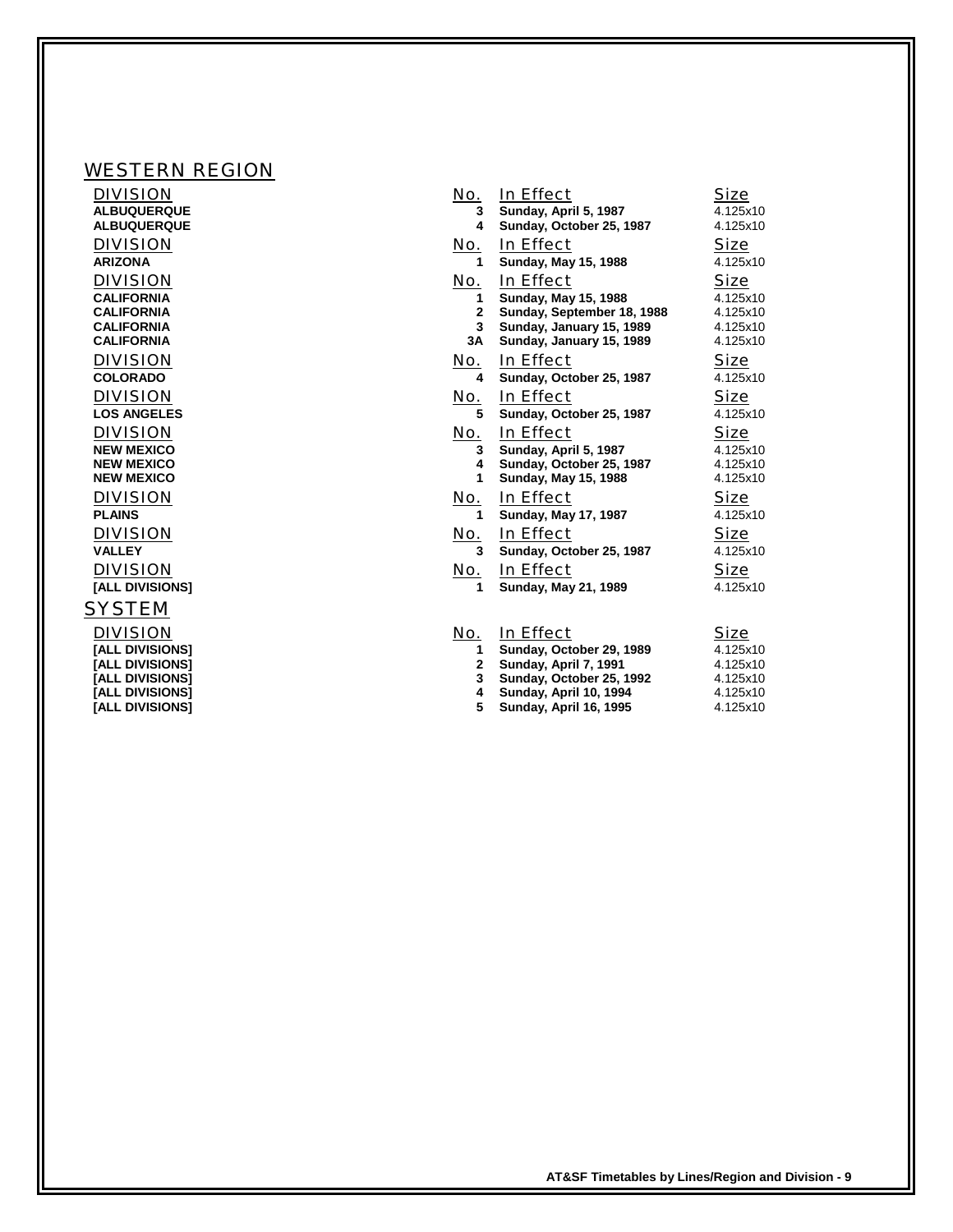## WESTERN REGION

| DIVISION | No. | In Effect | Size |
|---|---|---|---|
| **ALBUQUERQUE** | **3** | **Sunday, April 5, 1987** | 4.125x10 |
| **ALBUQUERQUE** | **4** | **Sunday, October 25, 1987** | 4.125x10 |

| DIVISION | No. | In Effect | Size |
|---|---|---|---|
| **ARIZONA** | **1** | **Sunday, May 15, 1988** | 4.125x10 |

| DIVISION | No. | In Effect | Size |
|---|---|---|---|
| **CALIFORNIA** | **1** | **Sunday, May 15, 1988** | 4.125x10 |
| **CALIFORNIA** | **2** | **Sunday, September 18, 1988** | 4.125x10 |
| **CALIFORNIA** | **3** | **Sunday, January 15, 1989** | 4.125x10 |
| **CALIFORNIA** | **3A** | **Sunday, January 15, 1989** | 4.125x10 |

| DIVISION | No. | In Effect | Size |
|---|---|---|---|
| **COLORADO** | **4** | **Sunday, October 25, 1987** | 4.125x10 |

| DIVISION | No. | In Effect | Size |
|---|---|---|---|
| **LOS ANGELES** | **5** | **Sunday, October 25, 1987** | 4.125x10 |

| DIVISION | No. | In Effect | Size |
|---|---|---|---|
| **NEW MEXICO** | **3** | **Sunday, April 5, 1987** | 4.125x10 |
| **NEW MEXICO** | **4** | **Sunday, October 25, 1987** | 4.125x10 |
| **NEW MEXICO** | **1** | **Sunday, May 15, 1988** | 4.125x10 |

| DIVISION | No. | In Effect | Size |
|---|---|---|---|
| **PLAINS** | **1** | **Sunday, May 17, 1987** | 4.125x10 |

| DIVISION | No. | In Effect | Size |
|---|---|---|---|
| **VALLEY** | **3** | **Sunday, October 25, 1987** | 4.125x10 |

| DIVISION | No. | In Effect | Size |
|---|---|---|---|
| **[ALL DIVISIONS]** | **1** | **Sunday, May 21, 1989** | 4.125x10 |

## SYSTEM

| DIVISION | No. | In Effect | Size |
|---|---|---|---|
| **[ALL DIVISIONS]** | **1** | **Sunday, October 29, 1989** | 4.125x10 |
| **[ALL DIVISIONS]** | **2** | **Sunday, April 7, 1991** | 4.125x10 |
| **[ALL DIVISIONS]** | **3** | **Sunday, October 25, 1992** | 4.125x10 |
| **[ALL DIVISIONS]** | **4** | **Sunday, April 10, 1994** | 4.125x10 |
| **[ALL DIVISIONS]** | **5** | **Sunday, April 16, 1995** | 4.125x10 |